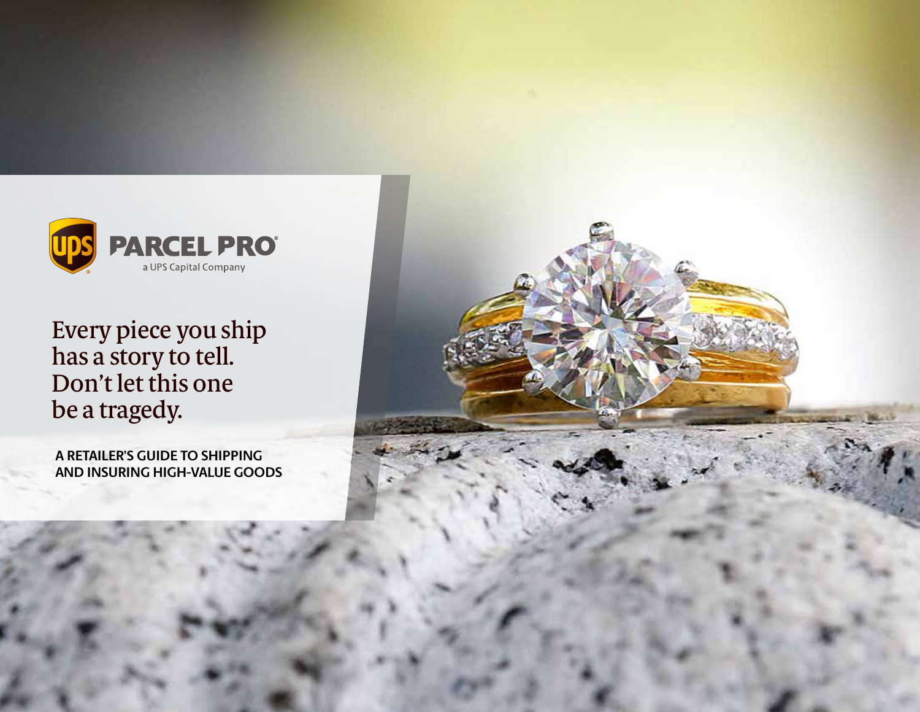PARCEL PRO®

a UPS Capital Company

# Every piece you ship has a story to tell. Don't let this one be a tragedy.

**A RETAILER'S GUIDE TO SHIPPING AND INSURING HIGH-VALUE GOODS**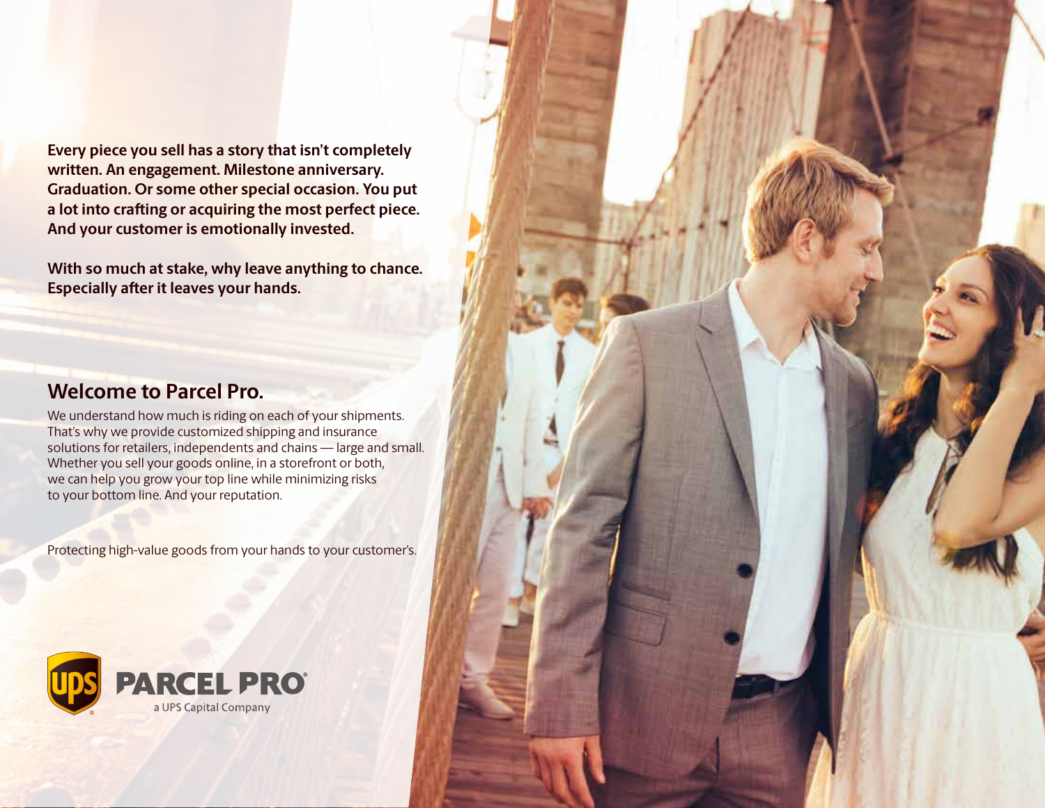**Every piece you sell has a story that isn't completely written. An engagement. Milestone anniversary. Graduation. Or some other special occasion. You put a lot into crafting or acquiring the most perfect piece. And your customer is emotionally invested.**

**With so much at stake, why leave anything to chance. Especially after it leaves your hands.**

## Welcome to Parcel Pro.

We understand how much is riding on each of your shipments. That's why we provide customized shipping and insurance solutions for retailers, independents and chains — large and small. Whether you sell your goods online, in a storefront or both, we can help you grow your top line while minimizing risks to your bottom line. And your reputation.

Protecting high-value goods from your hands to your customer's.

PARCEL PRO®
a UPS Capital Company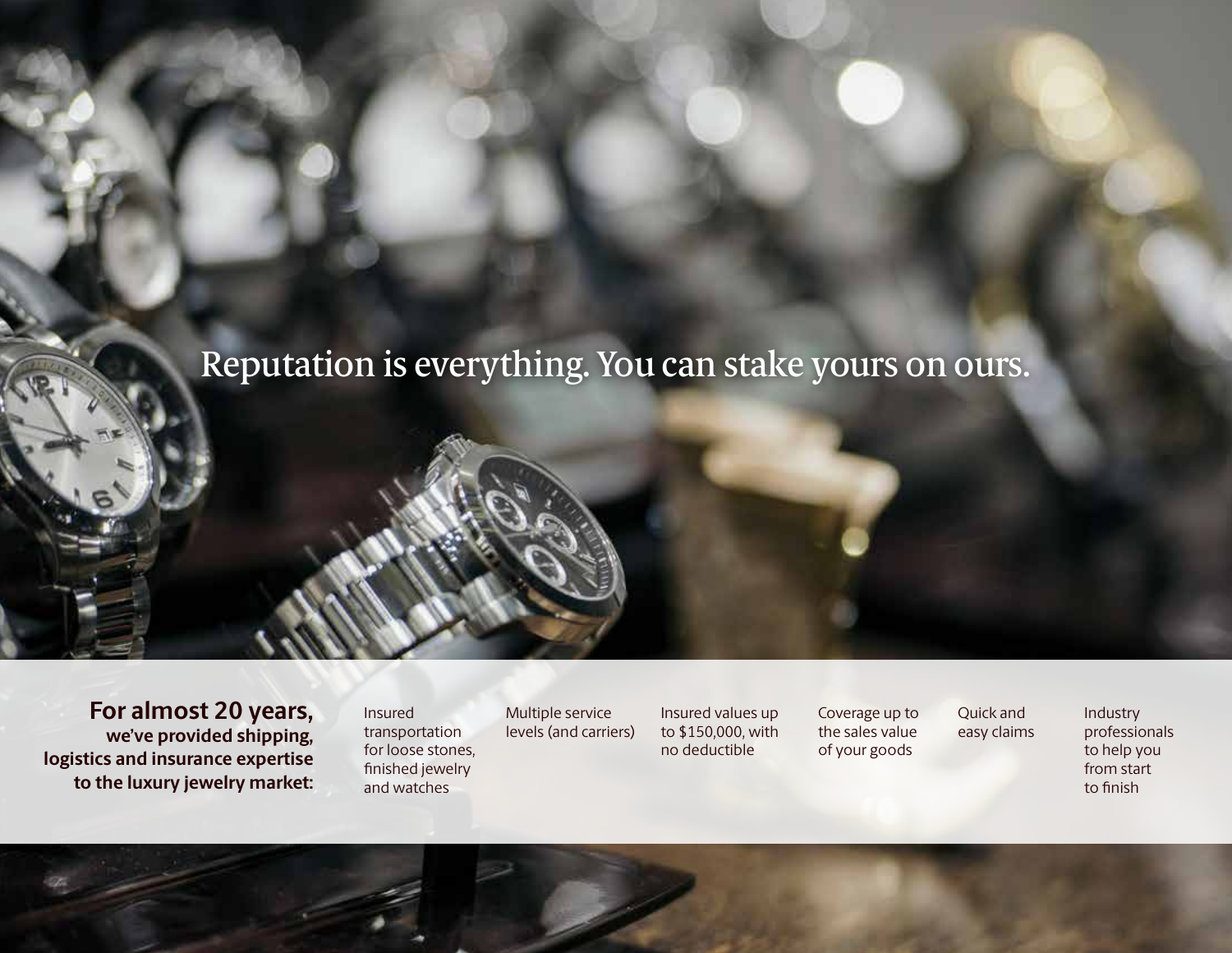# Reputation is everything. You can stake yours on ours.

**For almost 20 years, we've provided shipping, logistics and insurance expertise to the luxury jewelry market:**

- Insured transportation for loose stones, finished jewelry and watches
- Multiple service levels (and carriers)
- Insured values up to $150,000, with no deductible
- Coverage up to the sales value of your goods
- Quick and easy claims
- Industry professionals to help you from start to finish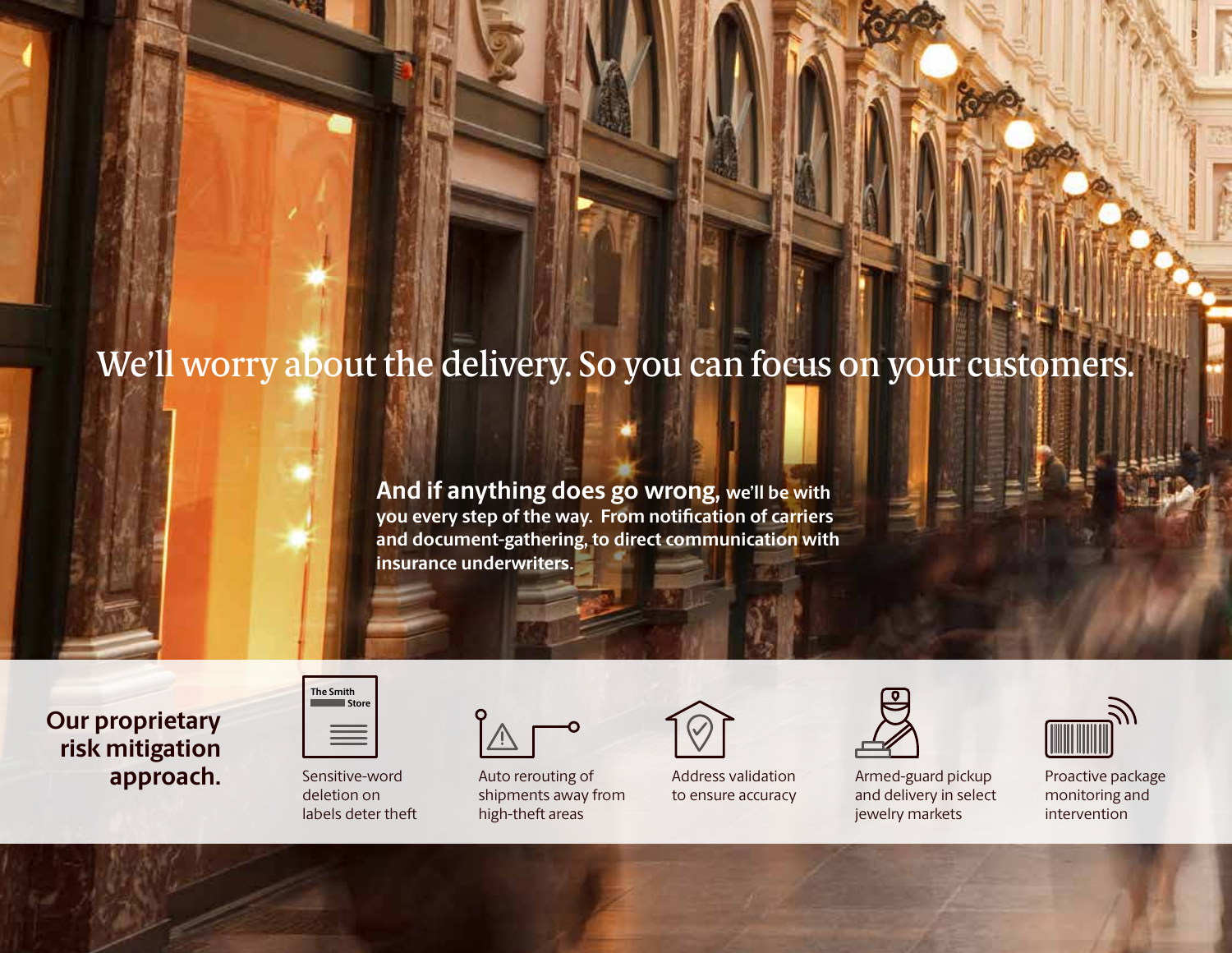# We'll worry about the delivery. So you can focus on your customers.

**And if anything does go wrong,** we'll be with you every step of the way. From notification of carriers and document-gathering, to direct communication with insurance underwriters.

## Our proprietary risk mitigation approach.

- Sensitive-word deletion on labels deter theft
- Auto rerouting of shipments away from high-theft areas
- Address validation to ensure accuracy
- Armed-guard pickup and delivery in select jewelry markets
- Proactive package monitoring and intervention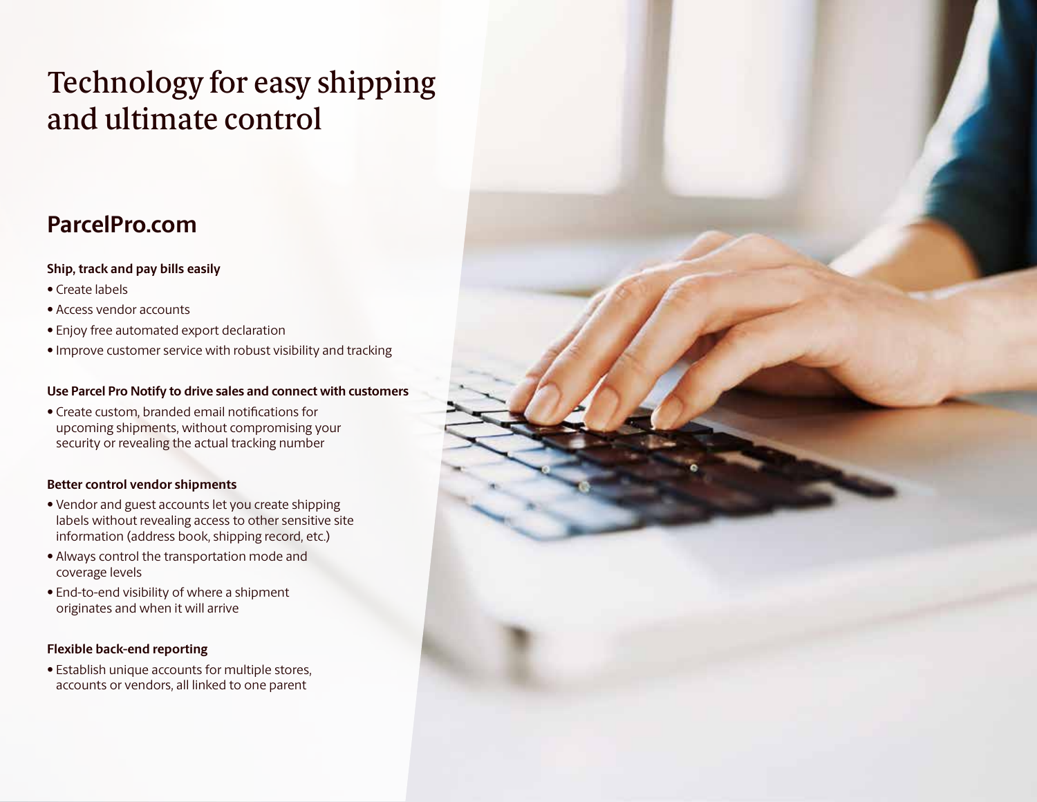# Technology for easy shipping and ultimate control

## ParcelPro.com

**Ship, track and pay bills easily**

- Create labels
- Access vendor accounts
- Enjoy free automated export declaration
- Improve customer service with robust visibility and tracking

**Use Parcel Pro Notify to drive sales and connect with customers**

- Create custom, branded email notifications for upcoming shipments, without compromising your security or revealing the actual tracking number

**Better control vendor shipments**

- Vendor and guest accounts let you create shipping labels without revealing access to other sensitive site information (address book, shipping record, etc.)
- Always control the transportation mode and coverage levels
- End-to-end visibility of where a shipment originates and when it will arrive

**Flexible back-end reporting**

- Establish unique accounts for multiple stores, accounts or vendors, all linked to one parent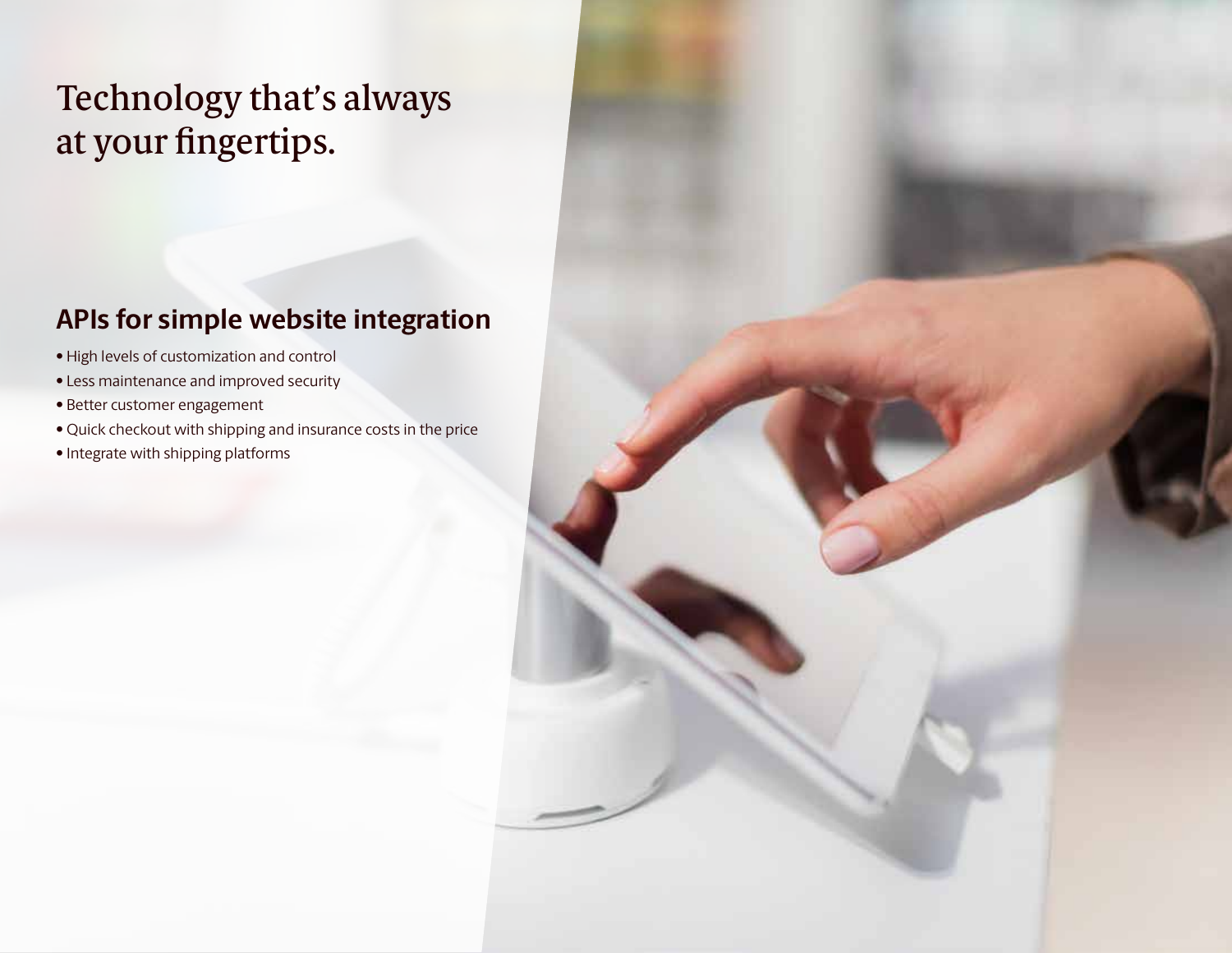# Technology that's always at your fingertips.

## APIs for simple website integration

- High levels of customization and control
- Less maintenance and improved security
- Better customer engagement
- Quick checkout with shipping and insurance costs in the price
- Integrate with shipping platforms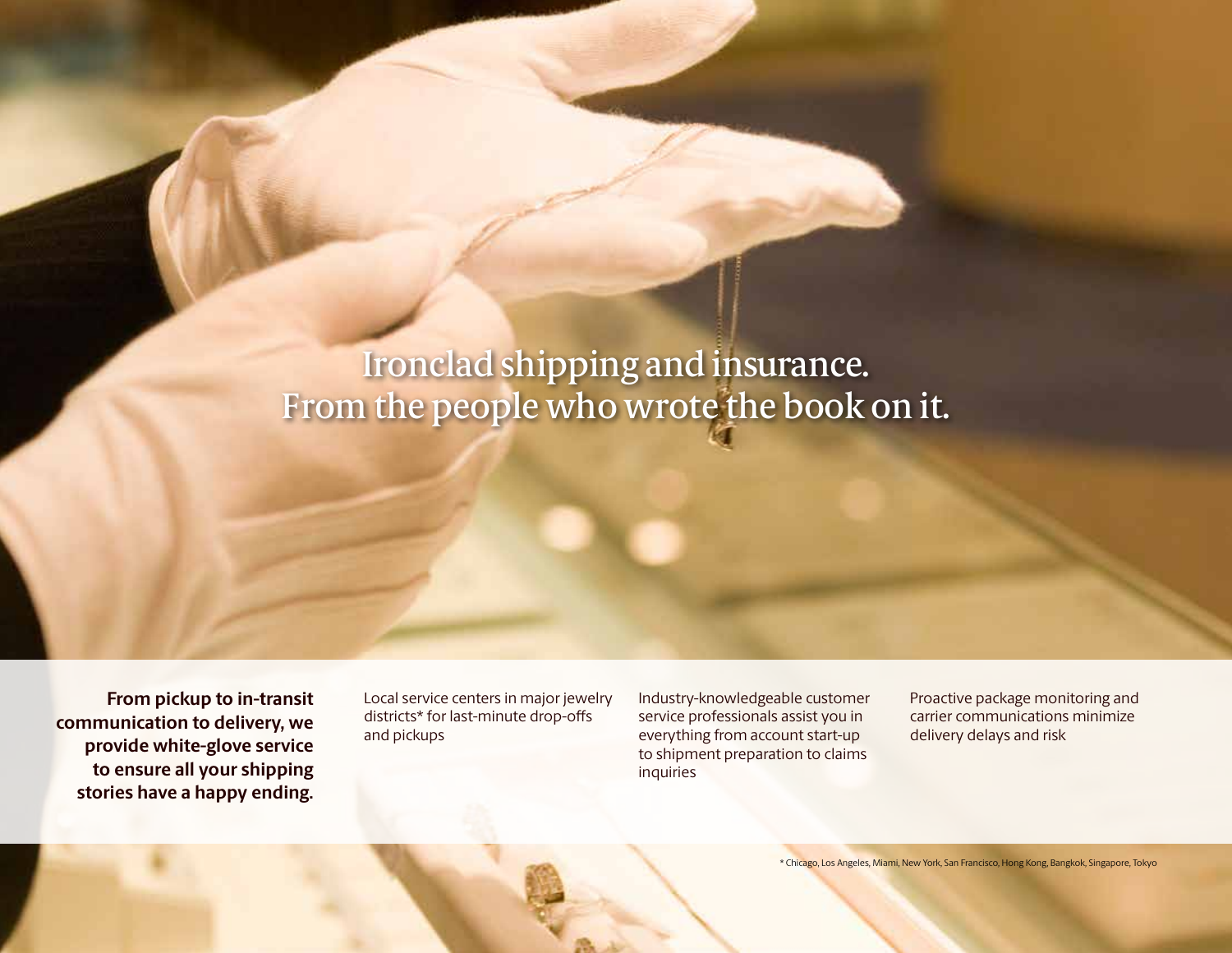# Ironclad shipping and insurance.
# From the people who wrote the book on it.

**From pickup to in-transit communication to delivery, we provide white-glove service to ensure all your shipping stories have a happy ending.**

Local service centers in major jewelry districts* for last-minute drop-offs and pickups

Industry-knowledgeable customer service professionals assist you in everything from account start-up to shipment preparation to claims inquiries

Proactive package monitoring and carrier communications minimize delivery delays and risk

* Chicago, Los Angeles, Miami, New York, San Francisco, Hong Kong, Bangkok, Singapore, Tokyo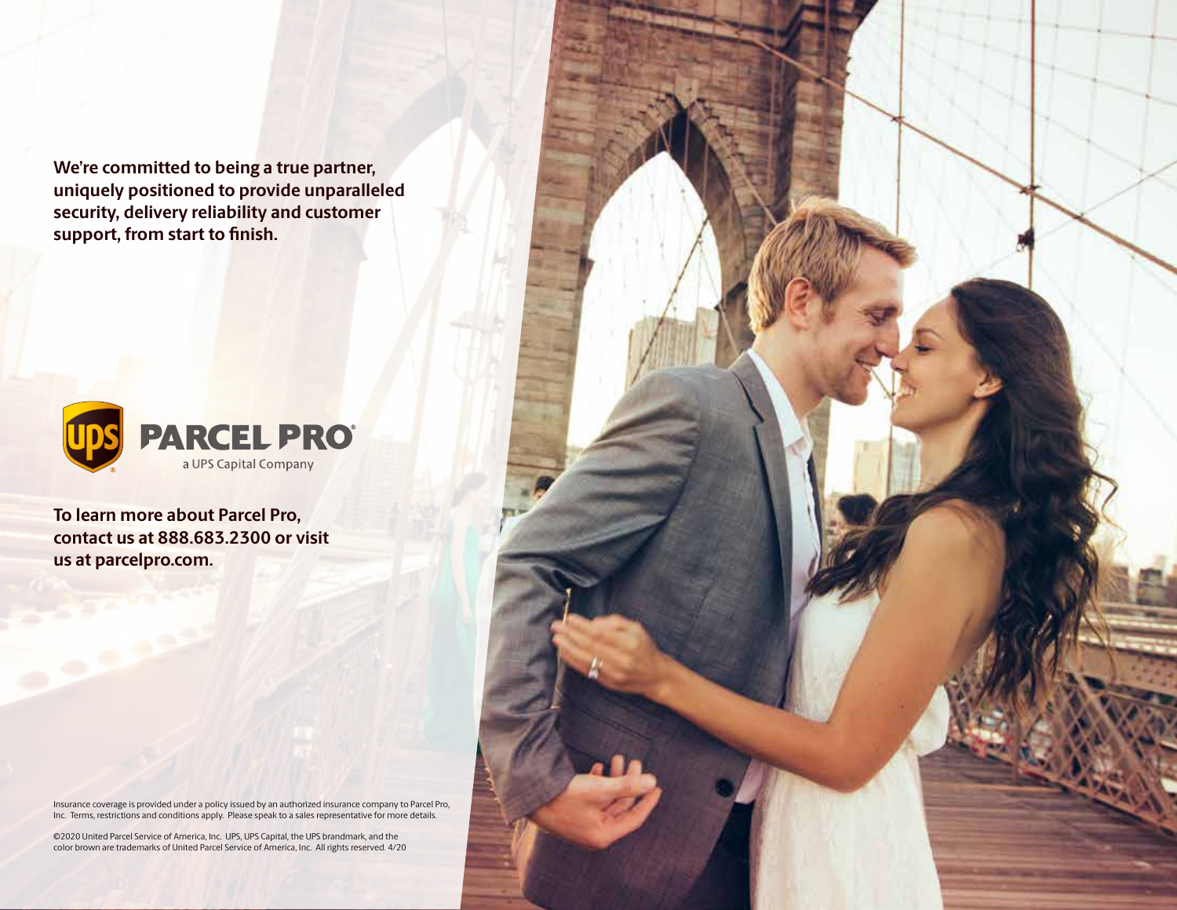**We're committed to being a true partner, uniquely positioned to provide unparalleled security, delivery reliability and customer support, from start to finish.**

PARCEL PRO®
a UPS Capital Company

**To learn more about Parcel Pro, contact us at 888.683.2300 or visit us at parcelpro.com.**

Insurance coverage is provided under a policy issued by an authorized insurance company to Parcel Pro, Inc. Terms, restrictions and conditions apply. Please speak to a sales representative for more details.

©2020 United Parcel Service of America, Inc. UPS, UPS Capital, the UPS brandmark, and the color brown are trademarks of United Parcel Service of America, Inc. All rights reserved. 4/20